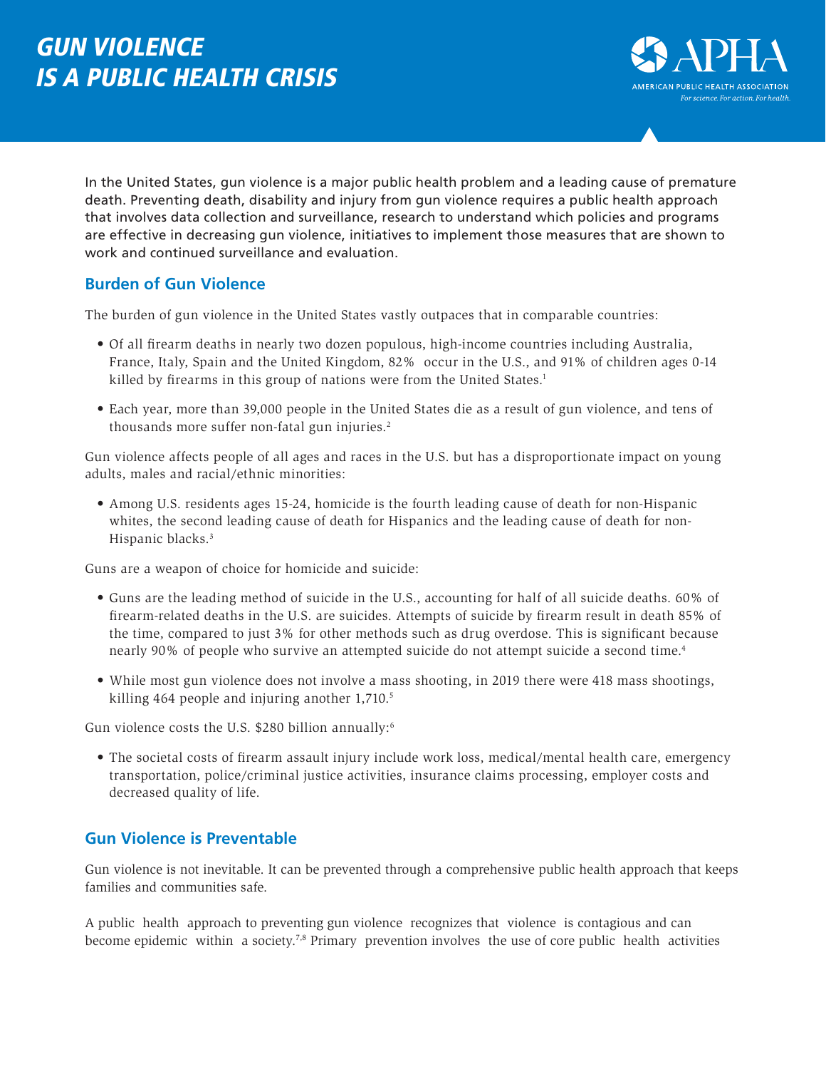# GUN VIOLENCE IS A PUBLIC HEALTH CRISIS

APHA
AMERICAN PUBLIC HEALTH ASSOCIATION
*For science. For action. For health.*

In the United States, gun violence is a major public health problem and a leading cause of premature death. Preventing death, disability and injury from gun violence requires a public health approach that involves data collection and surveillance, research to understand which policies and programs are effective in decreasing gun violence, initiatives to implement those measures that are shown to work and continued surveillance and evaluation.

## Burden of Gun Violence

The burden of gun violence in the United States vastly outpaces that in comparable countries:

- Of all firearm deaths in nearly two dozen populous, high-income countries including Australia, France, Italy, Spain and the United Kingdom, 82% occur in the U.S., and 91% of children ages 0-14 killed by firearms in this group of nations were from the United States.[1]
- Each year, more than 39,000 people in the United States die as a result of gun violence, and tens of thousands more suffer non-fatal gun injuries.[2]

Gun violence affects people of all ages and races in the U.S. but has a disproportionate impact on young adults, males and racial/ethnic minorities:

- Among U.S. residents ages 15-24, homicide is the fourth leading cause of death for non-Hispanic whites, the second leading cause of death for Hispanics and the leading cause of death for non-Hispanic blacks.[3]

Guns are a weapon of choice for homicide and suicide:

- Guns are the leading method of suicide in the U.S., accounting for half of all suicide deaths. 60% of firearm-related deaths in the U.S. are suicides. Attempts of suicide by firearm result in death 85% of the time, compared to just 3% for other methods such as drug overdose. This is significant because nearly 90% of people who survive an attempted suicide do not attempt suicide a second time.[4]
- While most gun violence does not involve a mass shooting, in 2019 there were 418 mass shootings, killing 464 people and injuring another 1,710.[5]

Gun violence costs the U.S. $280 billion annually:[6]

- The societal costs of firearm assault injury include work loss, medical/mental health care, emergency transportation, police/criminal justice activities, insurance claims processing, employer costs and decreased quality of life.

## Gun Violence is Preventable

Gun violence is not inevitable. It can be prevented through a comprehensive public health approach that keeps families and communities safe.

A public health approach to preventing gun violence recognizes that violence is contagious and can become epidemic within a society.[7,8] Primary prevention involves the use of core public health activities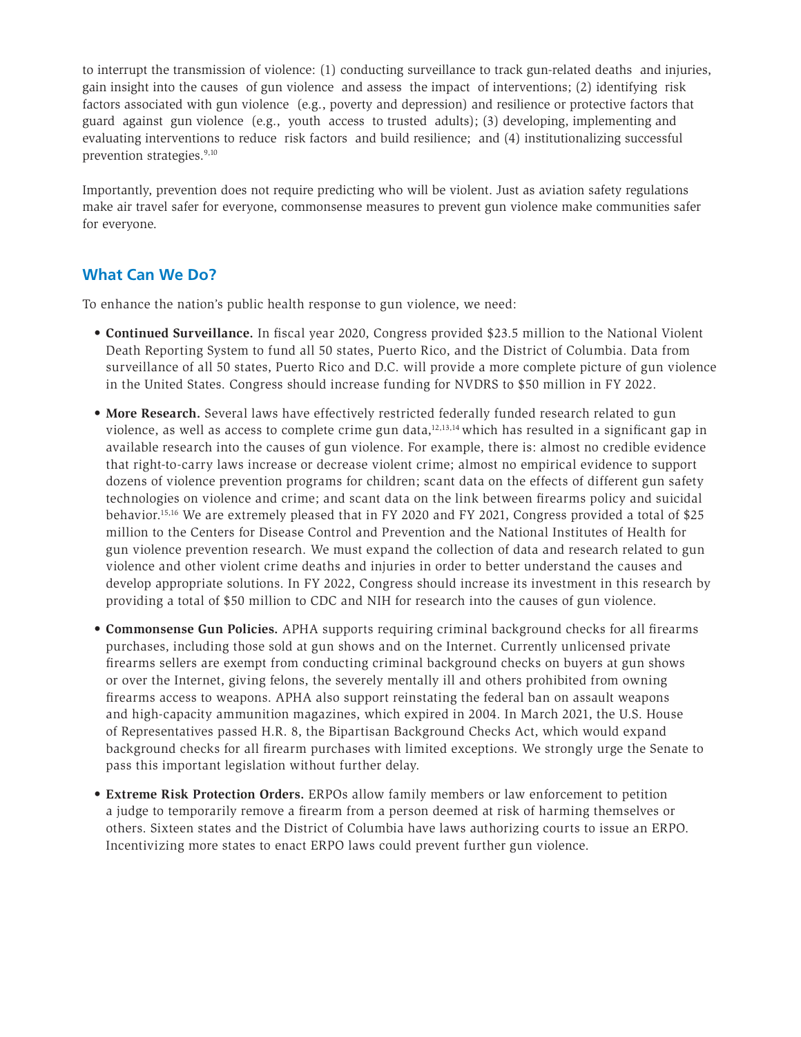to interrupt the transmission of violence: (1) conducting surveillance to track gun-related deaths and injuries, gain insight into the causes of gun violence and assess the impact of interventions; (2) identifying risk factors associated with gun violence (e.g., poverty and depression) and resilience or protective factors that guard against gun violence (e.g., youth access to trusted adults); (3) developing, implementing and evaluating interventions to reduce risk factors and build resilience; and (4) institutionalizing successful prevention strategies.[9,10]

Importantly, prevention does not require predicting who will be violent. Just as aviation safety regulations make air travel safer for everyone, commonsense measures to prevent gun violence make communities safer for everyone.

## What Can We Do?

To enhance the nation's public health response to gun violence, we need:

- **Continued Surveillance.** In fiscal year 2020, Congress provided $23.5 million to the National Violent Death Reporting System to fund all 50 states, Puerto Rico, and the District of Columbia. Data from surveillance of all 50 states, Puerto Rico and D.C. will provide a more complete picture of gun violence in the United States. Congress should increase funding for NVDRS to $50 million in FY 2022.

- **More Research.** Several laws have effectively restricted federally funded research related to gun violence, as well as access to complete crime gun data,[12,13,14] which has resulted in a significant gap in available research into the causes of gun violence. For example, there is: almost no credible evidence that right-to-carry laws increase or decrease violent crime; almost no empirical evidence to support dozens of violence prevention programs for children; scant data on the effects of different gun safety technologies on violence and crime; and scant data on the link between firearms policy and suicidal behavior.[15,16] We are extremely pleased that in FY 2020 and FY 2021, Congress provided a total of $25 million to the Centers for Disease Control and Prevention and the National Institutes of Health for gun violence prevention research. We must expand the collection of data and research related to gun violence and other violent crime deaths and injuries in order to better understand the causes and develop appropriate solutions. In FY 2022, Congress should increase its investment in this research by providing a total of $50 million to CDC and NIH for research into the causes of gun violence.

- **Commonsense Gun Policies.** APHA supports requiring criminal background checks for all firearms purchases, including those sold at gun shows and on the Internet. Currently unlicensed private firearms sellers are exempt from conducting criminal background checks on buyers at gun shows or over the Internet, giving felons, the severely mentally ill and others prohibited from owning firearms access to weapons. APHA also support reinstating the federal ban on assault weapons and high-capacity ammunition magazines, which expired in 2004. In March 2021, the U.S. House of Representatives passed H.R. 8, the Bipartisan Background Checks Act, which would expand background checks for all firearm purchases with limited exceptions. We strongly urge the Senate to pass this important legislation without further delay.

- **Extreme Risk Protection Orders.** ERPOs allow family members or law enforcement to petition a judge to temporarily remove a firearm from a person deemed at risk of harming themselves or others. Sixteen states and the District of Columbia have laws authorizing courts to issue an ERPO. Incentivizing more states to enact ERPO laws could prevent further gun violence.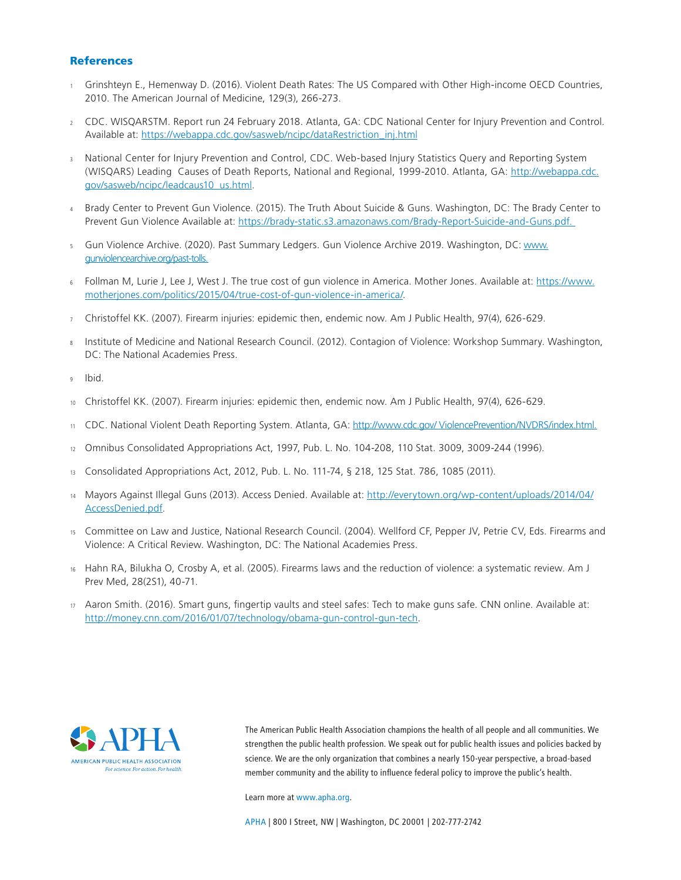## References

1. Grinshteyn E., Hemenway D. (2016). Violent Death Rates: The US Compared with Other High-income OECD Countries, 2010. The American Journal of Medicine, 129(3), 266-273.
2. CDC. WISQARSTM. Report run 24 February 2018. Atlanta, GA: CDC National Center for Injury Prevention and Control. Available at: https://webappa.cdc.gov/sasweb/ncipc/dataRestriction_inj.html
3. National Center for Injury Prevention and Control, CDC. Web-based Injury Statistics Query and Reporting System (WISQARS) Leading Causes of Death Reports, National and Regional, 1999-2010. Atlanta, GA: http://webappa.cdc.gov/sasweb/ncipc/leadcaus10_us.html.
4. Brady Center to Prevent Gun Violence. (2015). The Truth About Suicide & Guns. Washington, DC: The Brady Center to Prevent Gun Violence Available at: https://brady-static.s3.amazonaws.com/Brady-Report-Suicide-and-Guns.pdf.
5. Gun Violence Archive. (2020). Past Summary Ledgers. Gun Violence Archive 2019. Washington, DC: www.gunviolencearchive.org/past-tolls.
6. Follman M, Lurie J, Lee J, West J. The true cost of gun violence in America. Mother Jones. Available at: https://www.motherjones.com/politics/2015/04/true-cost-of-gun-violence-in-america/.
7. Christoffel KK. (2007). Firearm injuries: epidemic then, endemic now. Am J Public Health, 97(4), 626-629.
8. Institute of Medicine and National Research Council. (2012). Contagion of Violence: Workshop Summary. Washington, DC: The National Academies Press.
9. Ibid.
10. Christoffel KK. (2007). Firearm injuries: epidemic then, endemic now. Am J Public Health, 97(4), 626-629.
11. CDC. National Violent Death Reporting System. Atlanta, GA: http://www.cdc.gov/ ViolencePrevention/NVDRS/index.html.
12. Omnibus Consolidated Appropriations Act, 1997, Pub. L. No. 104-208, 110 Stat. 3009, 3009-244 (1996).
13. Consolidated Appropriations Act, 2012, Pub. L. No. 111-74, § 218, 125 Stat. 786, 1085 (2011).
14. Mayors Against Illegal Guns (2013). Access Denied. Available at: http://everytown.org/wp-content/uploads/2014/04/AccessDenied.pdf.
15. Committee on Law and Justice, National Research Council. (2004). Wellford CF, Pepper JV, Petrie CV, Eds. Firearms and Violence: A Critical Review. Washington, DC: The National Academies Press.
16. Hahn RA, Bilukha O, Crosby A, et al. (2005). Firearms laws and the reduction of violence: a systematic review. Am J Prev Med, 28(2S1), 40-71.
17. Aaron Smith. (2016). Smart guns, fingertip vaults and steel safes: Tech to make guns safe. CNN online. Available at: http://money.cnn.com/2016/01/07/technology/obama-gun-control-gun-tech.

APHA
AMERICAN PUBLIC HEALTH ASSOCIATION
*For science. For action. For health.*

The American Public Health Association champions the health of all people and all communities. We strengthen the public health profession. We speak out for public health issues and policies backed by science. We are the only organization that combines a nearly 150-year perspective, a broad-based member community and the ability to influence federal policy to improve the public's health.

Learn more at www.apha.org.

APHA | 800 I Street, NW | Washington, DC 20001 | 202-777-2742